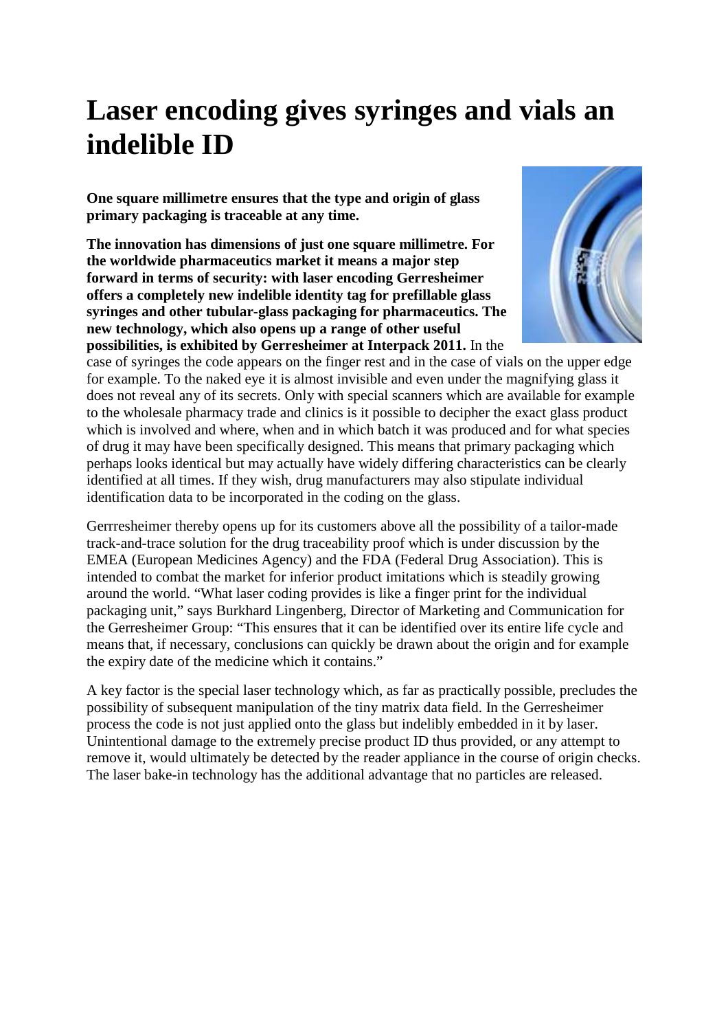# Laser encoding gives syringes and vials an indelible ID

**One square millimetre ensures that the type and origin of glass primary packaging is traceable at any time.**

**The innovation has dimensions of just one square millimetre. For the worldwide pharmaceutics market it means a major step forward in terms of security: with laser encoding Gerresheimer offers a completely new indelible identity tag for prefillable glass syringes and other tubular-glass packaging for pharmaceutics. The new technology, which also opens up a range of other useful possibilities, is exhibited by Gerresheimer at Interpack 2011.** In the case of syringes the code appears on the finger rest and in the case of vials on the upper edge for example. To the naked eye it is almost invisible and even under the magnifying glass it does not reveal any of its secrets. Only with special scanners which are available for example to the wholesale pharmacy trade and clinics is it possible to decipher the exact glass product which is involved and where, when and in which batch it was produced and for what species of drug it may have been specifically designed. This means that primary packaging which perhaps looks identical but may actually have widely differing characteristics can be clearly identified at all times. If they wish, drug manufacturers may also stipulate individual identification data to be incorporated in the coding on the glass.

Gerrresheimer thereby opens up for its customers above all the possibility of a tailor-made track-and-trace solution for the drug traceability proof which is under discussion by the EMEA (European Medicines Agency) and the FDA (Federal Drug Association). This is intended to combat the market for inferior product imitations which is steadily growing around the world. “What laser coding provides is like a finger print for the individual packaging unit,” says Burkhard Lingenberg, Director of Marketing and Communication for the Gerresheimer Group: “This ensures that it can be identified over its entire life cycle and means that, if necessary, conclusions can quickly be drawn about the origin and for example the expiry date of the medicine which it contains.”

A key factor is the special laser technology which, as far as practically possible, precludes the possibility of subsequent manipulation of the tiny matrix data field. In the Gerresheimer process the code is not just applied onto the glass but indelibly embedded in it by laser. Unintentional damage to the extremely precise product ID thus provided, or any attempt to remove it, would ultimately be detected by the reader appliance in the course of origin checks. The laser bake-in technology has the additional advantage that no particles are released.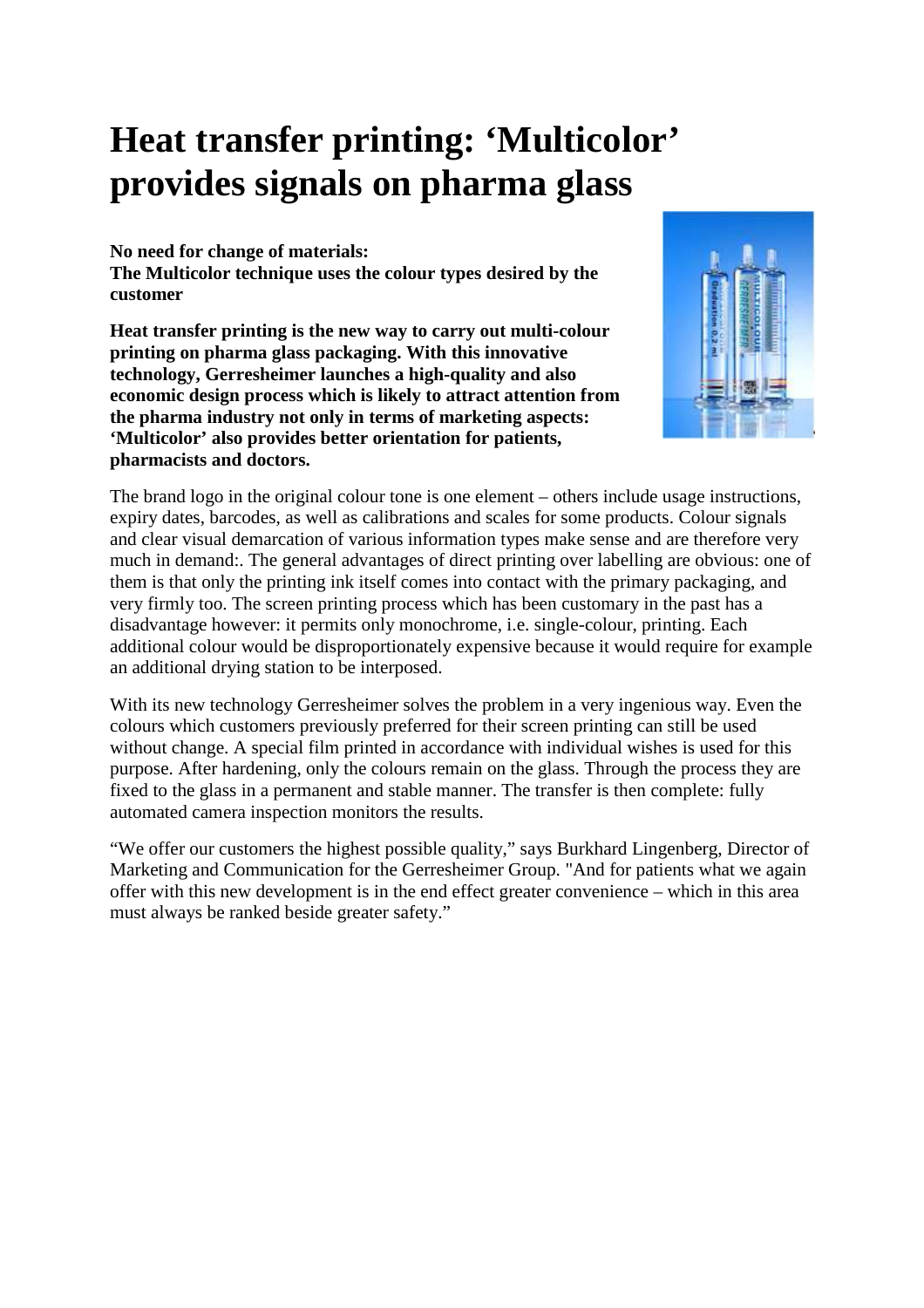# Heat transfer printing: 'Multicolor' provides signals on pharma glass

**No need for change of materials:**
**The Multicolor technique uses the colour types desired by the customer**

**Heat transfer printing is the new way to carry out multi-colour printing on pharma glass packaging. With this innovative technology, Gerresheimer launches a high-quality and also economic design process which is likely to attract attention from the pharma industry not only in terms of marketing aspects: 'Multicolor' also provides better orientation for patients, pharmacists and doctors.**

The brand logo in the original colour tone is one element – others include usage instructions, expiry dates, barcodes, as well as calibrations and scales for some products. Colour signals and clear visual demarcation of various information types make sense and are therefore very much in demand:. The general advantages of direct printing over labelling are obvious: one of them is that only the printing ink itself comes into contact with the primary packaging, and very firmly too. The screen printing process which has been customary in the past has a disadvantage however: it permits only monochrome, i.e. single-colour, printing. Each additional colour would be disproportionately expensive because it would require for example an additional drying station to be interposed.

With its new technology Gerresheimer solves the problem in a very ingenious way. Even the colours which customers previously preferred for their screen printing can still be used without change. A special film printed in accordance with individual wishes is used for this purpose. After hardening, only the colours remain on the glass. Through the process they are fixed to the glass in a permanent and stable manner. The transfer is then complete: fully automated camera inspection monitors the results.

"We offer our customers the highest possible quality," says Burkhard Lingenberg, Director of Marketing and Communication for the Gerresheimer Group. "And for patients what we again offer with this new development is in the end effect greater convenience – which in this area must always be ranked beside greater safety."